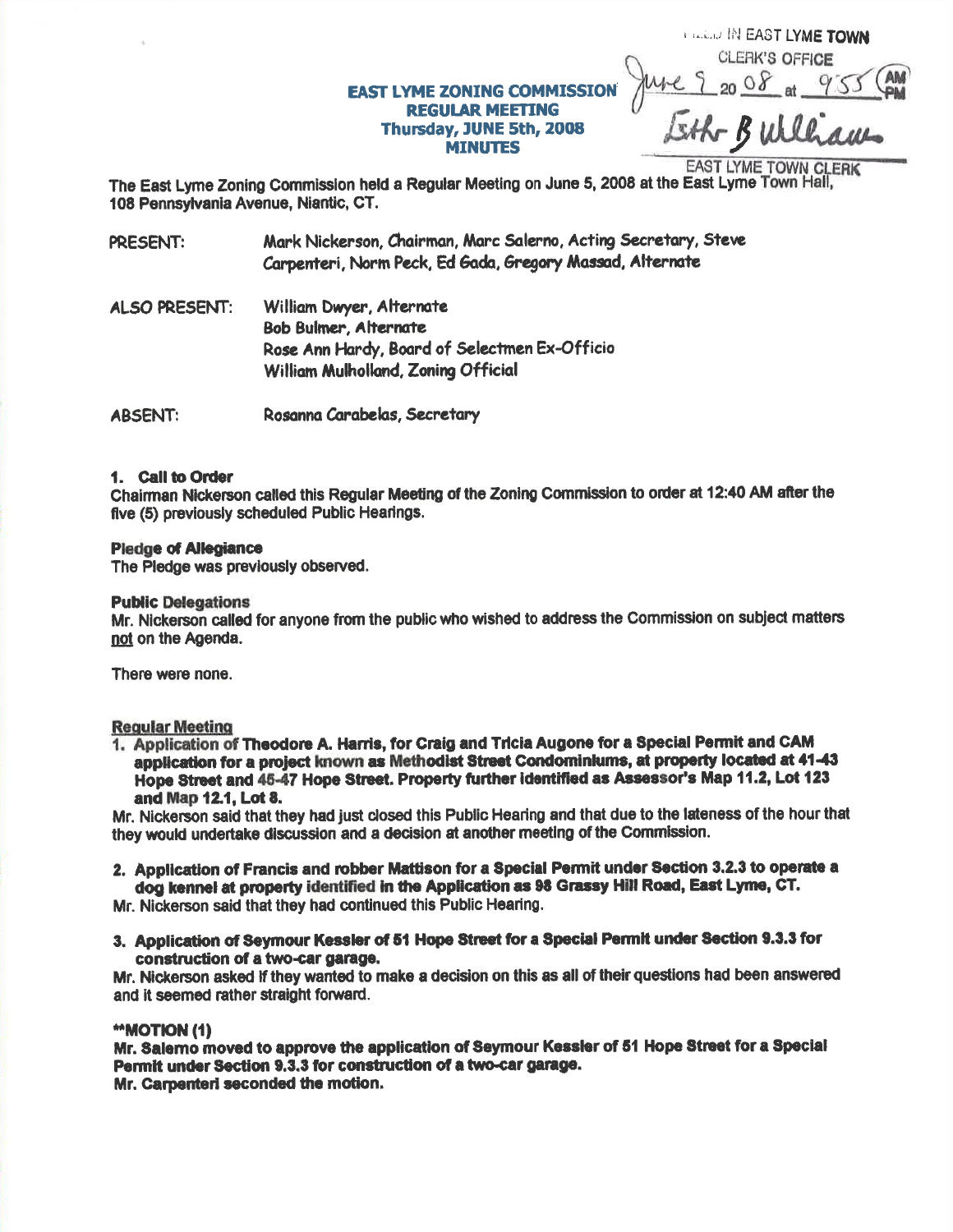FILED IN EAST LYME TOWN
CLERK'S OFFICE
June 9 2008 at 9:55 AM
Esther B Williams
EAST LYME TOWN CLERK

# EAST LYME ZONING COMMISSION
## REGULAR MEETING
## Thursday, JUNE 5th, 2008
## MINUTES

The East Lyme Zoning Commission held a Regular Meeting on June 5, 2008 at the East Lyme Town Hall, 108 Pennsylvania Avenue, Niantic, CT.

PRESENT: Mark Nickerson, Chairman, Marc Salerno, Acting Secretary, Steve Carpenteri, Norm Peck, Ed Gada, Gregory Massad, Alternate

ALSO PRESENT: William Dwyer, Alternate
Bob Bulmer, Alternate
Rose Ann Hardy, Board of Selectmen Ex-Officio
William Mulholland, Zoning Official

ABSENT: Rosanna Carabelas, Secretary

**1. Call to Order**
Chairman Nickerson called this Regular Meeting of the Zoning Commission to order at 12:40 AM after the five (5) previously scheduled Public Hearings.

**Pledge of Allegiance**
The Pledge was previously observed.

**Public Delegations**
Mr. Nickerson called for anyone from the public who wished to address the Commission on subject matters not on the Agenda.

There were none.

**Regular Meeting**

1. **Application of Theodore A. Harris, for Craig and Tricia Augone for a Special Permit and CAM application for a project known as Methodist Street Condominiums, at property located at 41-43 Hope Street and 45-47 Hope Street. Property further identified as Assessor's Map 11.2, Lot 123 and Map 12.1, Lot 8.**

Mr. Nickerson said that they had just closed this Public Hearing and that due to the lateness of the hour that they would undertake discussion and a decision at another meeting of the Commission.

2. **Application of Francis and robber Mattison for a Special Permit under Section 3.2.3 to operate a dog kennel at property identified in the Application as 98 Grassy Hill Road, East Lyme, CT.**

Mr. Nickerson said that they had continued this Public Hearing.

3. **Application of Seymour Kessler of 51 Hope Street for a Special Permit under Section 9.3.3 for construction of a two-car garage.**

Mr. Nickerson asked if they wanted to make a decision on this as all of their questions had been answered and it seemed rather straight forward.

**\*\*MOTION (1)**
**Mr. Salerno moved to approve the application of Seymour Kessler of 51 Hope Street for a Special Permit under Section 9.3.3 for construction of a two-car garage.**
**Mr. Carpenteri seconded the motion.**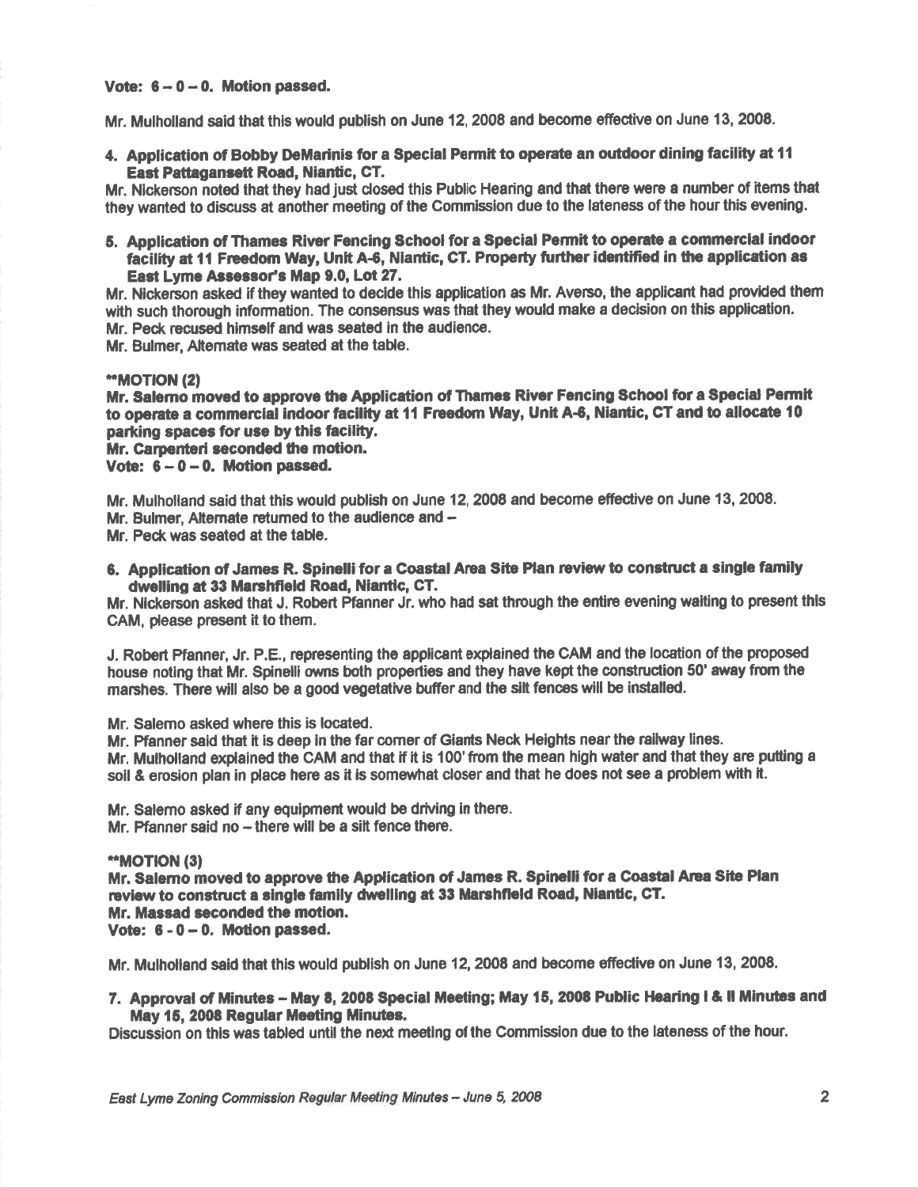**Vote: 6 – 0 – 0. Motion passed.**

Mr. Mulholland said that this would publish on June 12, 2008 and become effective on June 13, 2008.

**4. Application of Bobby DeMarinis for a Special Permit to operate an outdoor dining facility at 11 East Pattagansett Road, Niantic, CT.**

Mr. Nickerson noted that they had just closed this Public Hearing and that there were a number of items that they wanted to discuss at another meeting of the Commission due to the lateness of the hour this evening.

**5. Application of Thames River Fencing School for a Special Permit to operate a commercial indoor facility at 11 Freedom Way, Unit A-6, Niantic, CT. Property further identified in the application as East Lyme Assessor's Map 9.0, Lot 27.**

Mr. Nickerson asked if they wanted to decide this application as Mr. Averso, the applicant had provided them with such thorough information. The consensus was that they would make a decision on this application.
Mr. Peck recused himself and was seated in the audience.
Mr. Bulmer, Alternate was seated at the table.

****MOTION (2)**
**Mr. Salerno moved to approve the Application of Thames River Fencing School for a Special Permit to operate a commercial indoor facility at 11 Freedom Way, Unit A-6, Niantic, CT and to allocate 10 parking spaces for use by this facility.**
**Mr. Carpenteri seconded the motion.**
**Vote: 6 – 0 – 0. Motion passed.**

Mr. Mulholland said that this would publish on June 12, 2008 and become effective on June 13, 2008.
Mr. Bulmer, Alternate returned to the audience and –
Mr. Peck was seated at the table.

**6. Application of James R. Spinelli for a Coastal Area Site Plan review to construct a single family dwelling at 33 Marshfield Road, Niantic, CT.**

Mr. Nickerson asked that J. Robert Pfanner Jr. who had sat through the entire evening waiting to present this CAM, please present it to them.

J. Robert Pfanner, Jr. P.E., representing the applicant explained the CAM and the location of the proposed house noting that Mr. Spinelli owns both properties and they have kept the construction 50' away from the marshes. There will also be a good vegetative buffer and the silt fences will be installed.

Mr. Salerno asked where this is located.
Mr. Pfanner said that it is deep in the far corner of Giants Neck Heights near the railway lines.
Mr. Mulholland explained the CAM and that if it is 100' from the mean high water and that they are putting a soil & erosion plan in place here as it is somewhat closer and that he does not see a problem with it.

Mr. Salerno asked if any equipment would be driving in there.
Mr. Pfanner said no – there will be a silt fence there.

****MOTION (3)**
**Mr. Salerno moved to approve the Application of James R. Spinelli for a Coastal Area Site Plan review to construct a single family dwelling at 33 Marshfield Road, Niantic, CT.**
**Mr. Massad seconded the motion.**
**Vote: 6 - 0 – 0. Motion passed.**

Mr. Mulholland said that this would publish on June 12, 2008 and become effective on June 13, 2008.

**7. Approval of Minutes – May 8, 2008 Special Meeting; May 15, 2008 Public Hearing I & II Minutes and May 15, 2008 Regular Meeting Minutes.**

Discussion on this was tabled until the next meeting of the Commission due to the lateness of the hour.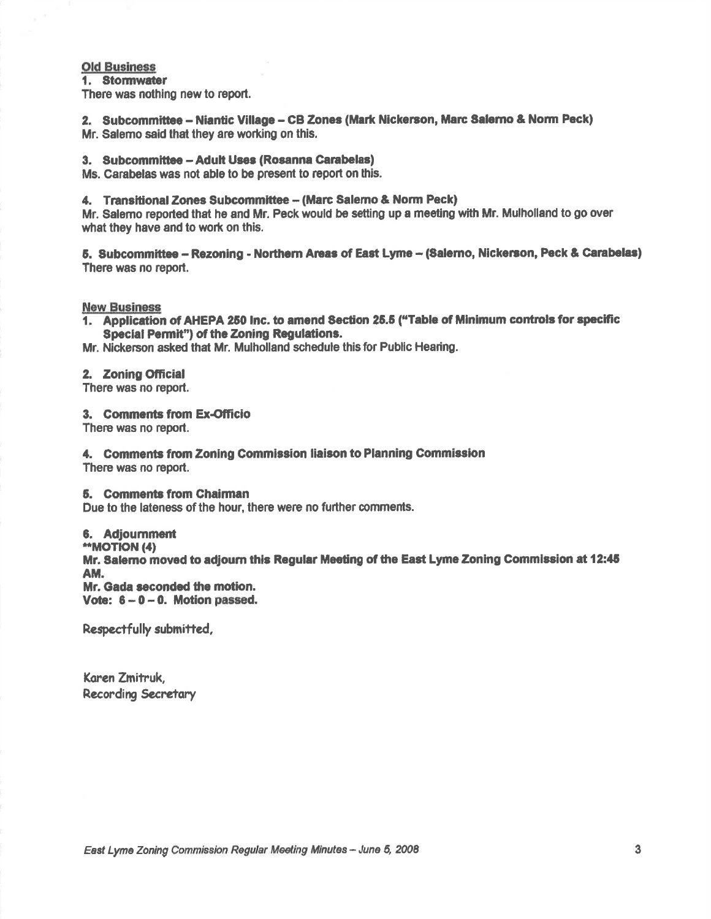## Old Business

**1. Stormwater**

There was nothing new to report.

**2. Subcommittee – Niantic Village – CB Zones (Mark Nickerson, Marc Salerno & Norm Peck)**

Mr. Salerno said that they are working on this.

**3. Subcommittee – Adult Uses (Rosanna Carabelas)**

Ms. Carabelas was not able to be present to report on this.

**4. Transitional Zones Subcommittee – (Marc Salerno & Norm Peck)**

Mr. Salerno reported that he and Mr. Peck would be setting up a meeting with Mr. Mulholland to go over what they have and to work on this.

**5. Subcommittee – Rezoning - Northern Areas of East Lyme – (Salerno, Nickerson, Peck & Carabelas)**

There was no report.

## New Business

**1. Application of AHEPA 250 Inc. to amend Section 25.5 ("Table of Minimum controls for specific Special Permit") of the Zoning Regulations.**

Mr. Nickerson asked that Mr. Mulholland schedule this for Public Hearing.

**2. Zoning Official**

There was no report.

**3. Comments from Ex-Officio**

There was no report.

**4. Comments from Zoning Commission liaison to Planning Commission**

There was no report.

**5. Comments from Chairman**

Due to the lateness of the hour, there were no further comments.

**6. Adjournment**

****MOTION (4)**

**Mr. Salerno moved to adjourn this Regular Meeting of the East Lyme Zoning Commission at 12:45 AM.**

**Mr. Gada seconded the motion.**

**Vote: 6 – 0 – 0. Motion passed.**

Respectfully submitted,

Karen Zmitruk,
Recording Secretary